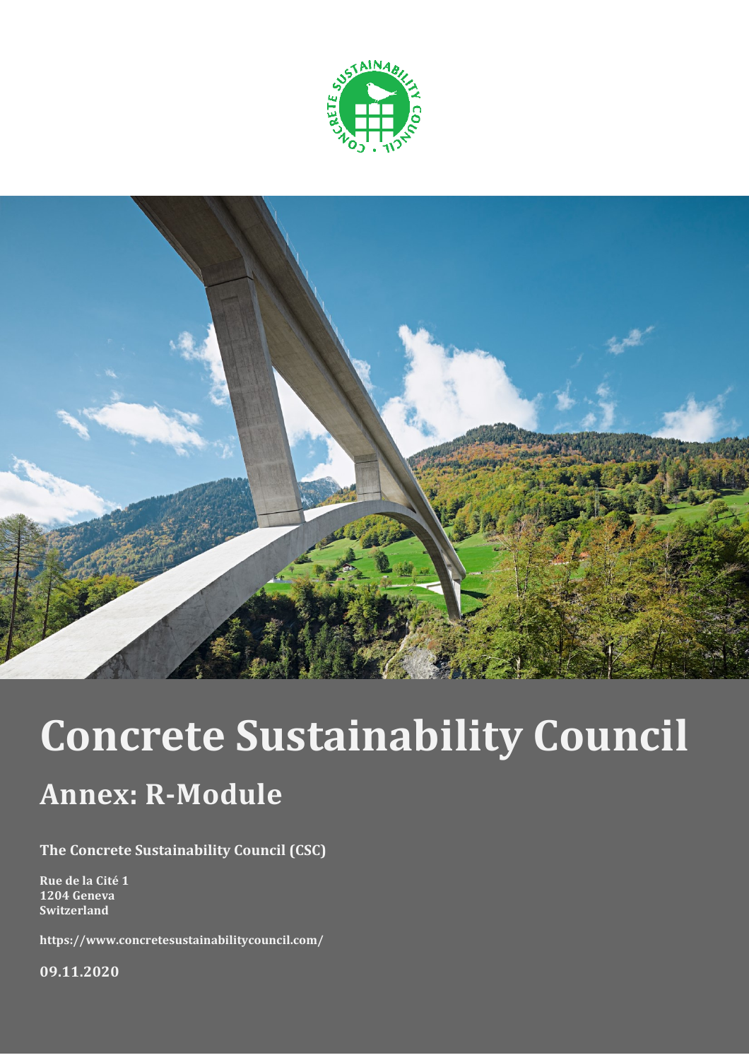# Concrete Sustainability Council

## Annex: R-Module

**The Concrete Sustainability Council (CSC)**

**Rue de la Cité 1**
**1204 Geneva**
**Switzerland**

**https://www.concretesustainabilitycouncil.com/**

**09.11.2020**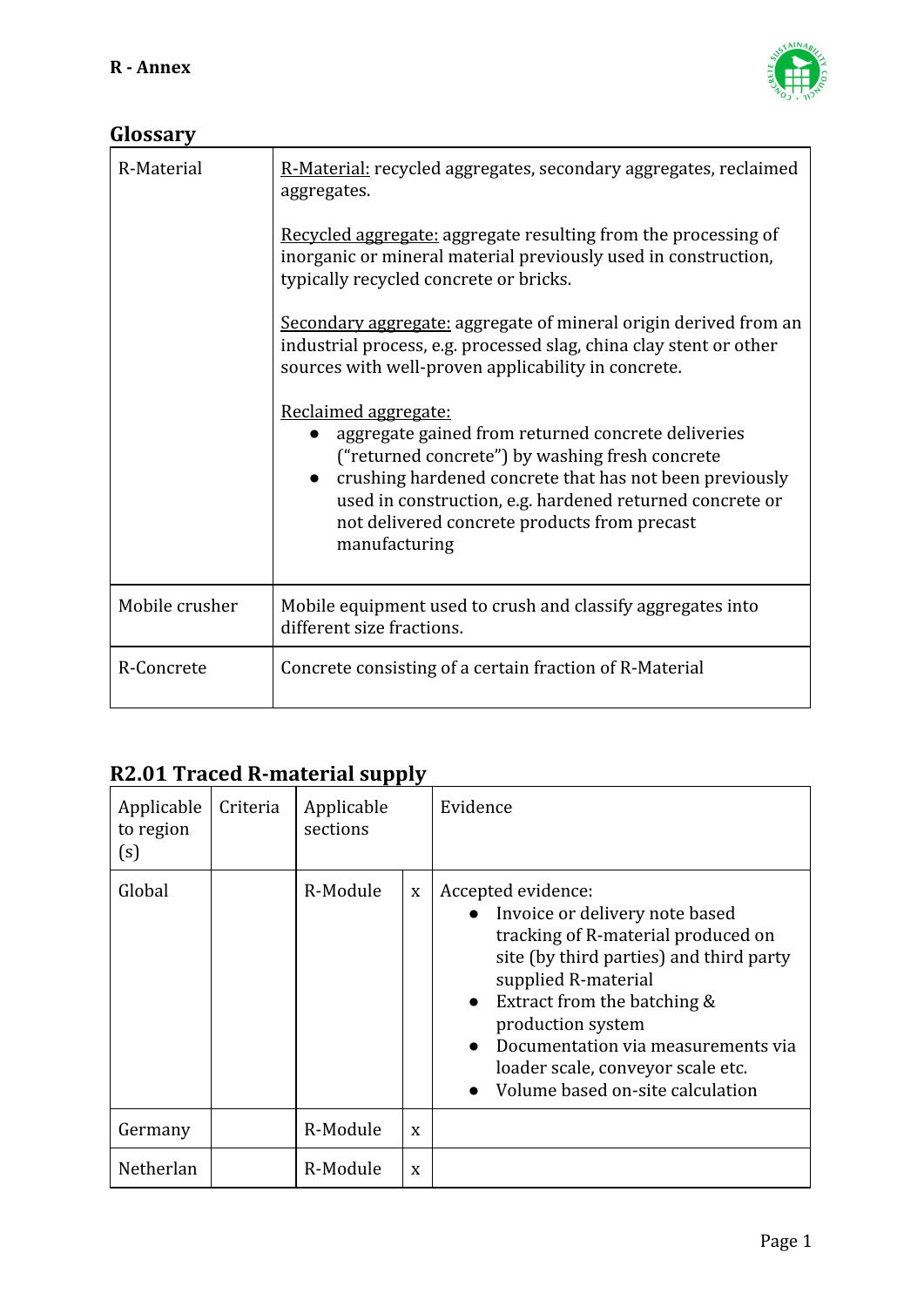**R - Annex**

## Glossary

| R-Material | <u>R-Material:</u> recycled aggregates, secondary aggregates, reclaimed aggregates.<br><br><u>Recycled aggregate:</u> aggregate resulting from the processing of inorganic or mineral material previously used in construction, typically recycled concrete or bricks.<br><br><u>Secondary aggregate:</u> aggregate of mineral origin derived from an industrial process, e.g. processed slag, china clay stent or other sources with well-proven applicability in concrete.<br><br><u>Reclaimed aggregate:</u><br>● aggregate gained from returned concrete deliveries ("returned concrete") by washing fresh concrete<br>● crushing hardened concrete that has not been previously used in construction, e.g. hardened returned concrete or not delivered concrete products from precast manufacturing |
|---|---|
| Mobile crusher | Mobile equipment used to crush and classify aggregates into different size fractions. |
| R-Concrete | Concrete consisting of a certain fraction of R-Material |

## R2.01 Traced R-material supply

| Applicable to region (s) | Criteria | Applicable sections | | Evidence |
|---|---|---|---|---|
| Global | | R-Module | x | Accepted evidence:<br>● Invoice or delivery note based tracking of R-material produced on site (by third parties) and third party supplied R-material<br>● Extract from the batching & production system<br>● Documentation via measurements via loader scale, conveyor scale etc.<br>● Volume based on-site calculation |
| Germany | | R-Module | x | |
| Netherlan | | R-Module | x | |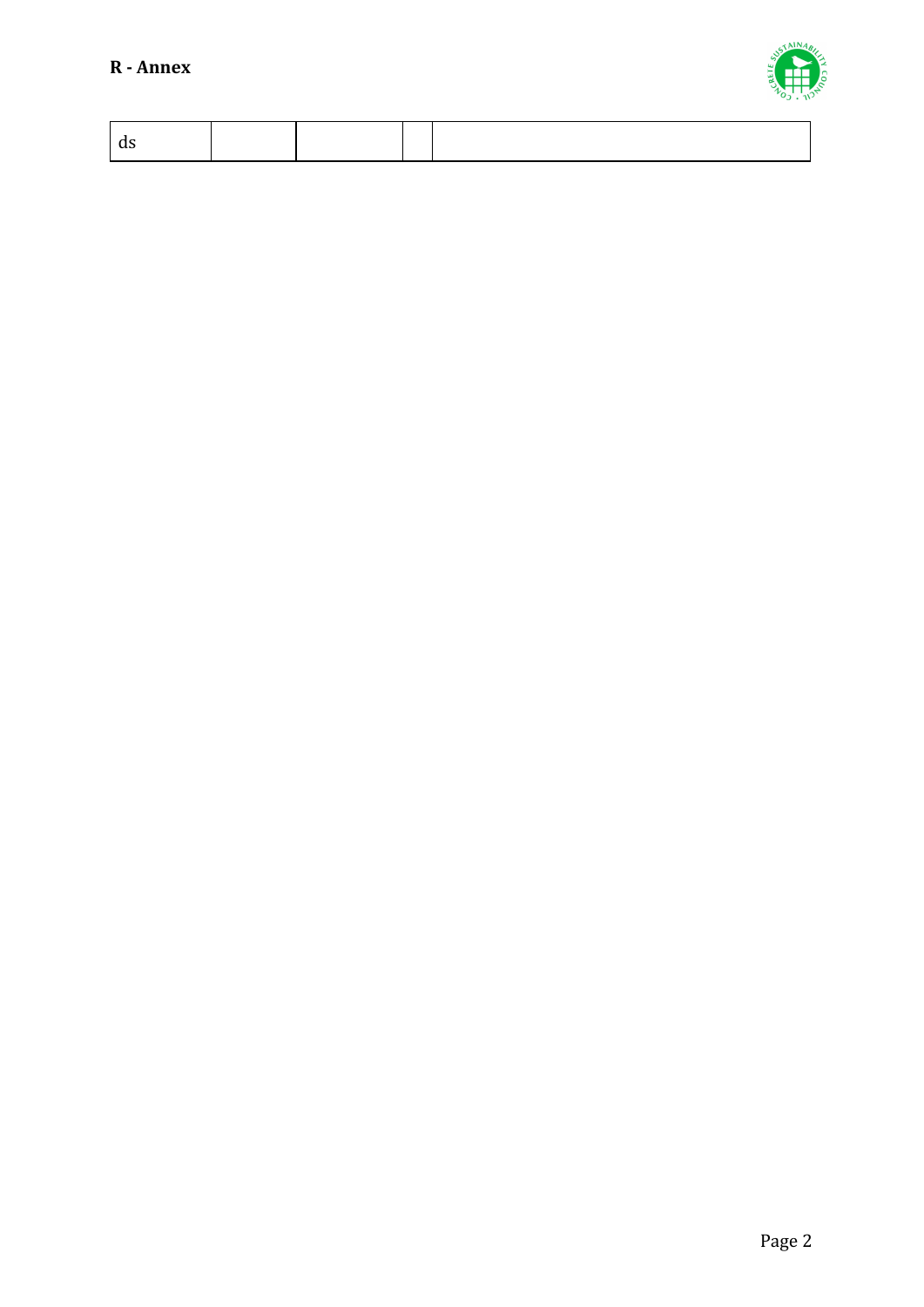| ds | | | | |
|---|---|---|---|---|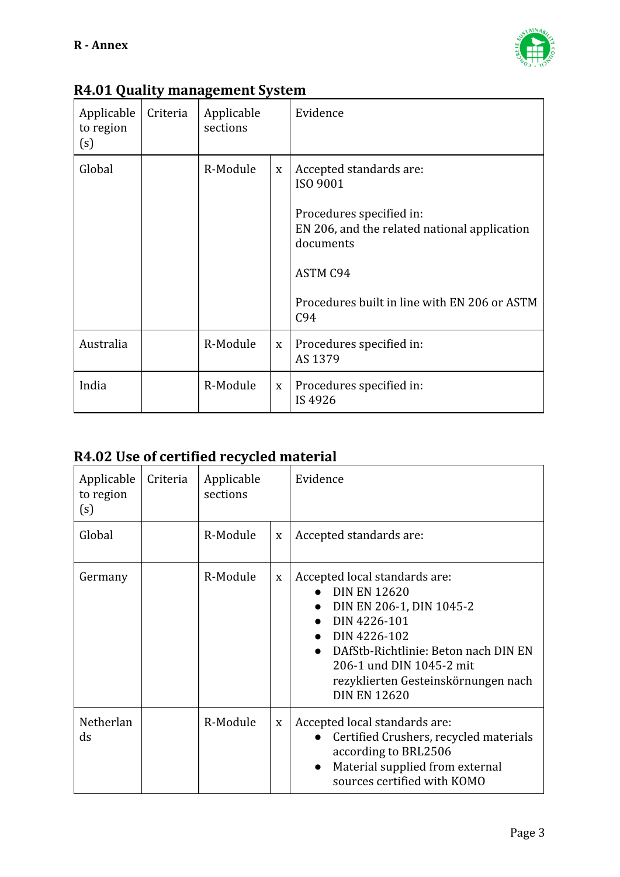**R - Annex**

## R4.01 Quality management System

| Applicable to region (s) | Criteria | Applicable sections | | Evidence |
|---|---|---|---|---|
| Global | | R-Module | x | Accepted standards are:<br>ISO 9001<br><br>Procedures specified in:<br>EN 206, and the related national application documents<br><br>ASTM C94<br><br>Procedures built in line with EN 206 or ASTM C94 |
| Australia | | R-Module | x | Procedures specified in:<br>AS 1379 |
| India | | R-Module | x | Procedures specified in:<br>IS 4926 |

## R4.02 Use of certified recycled material

| Applicable to region (s) | Criteria | Applicable sections | | Evidence |
|---|---|---|---|---|
| Global | | R-Module | x | Accepted standards are: |
| Germany | | R-Module | x | Accepted local standards are:<br>• DIN EN 12620<br>• DIN EN 206-1, DIN 1045-2<br>• DIN 4226-101<br>• DIN 4226-102<br>• DAfStb-Richtlinie: Beton nach DIN EN 206-1 und DIN 1045-2 mit rezyklierten Gesteinskörnungen nach DIN EN 12620 |
| Netherlands | | R-Module | x | Accepted local standards are:<br>• Certified Crushers, recycled materials according to BRL2506<br>• Material supplied from external sources certified with KOMO |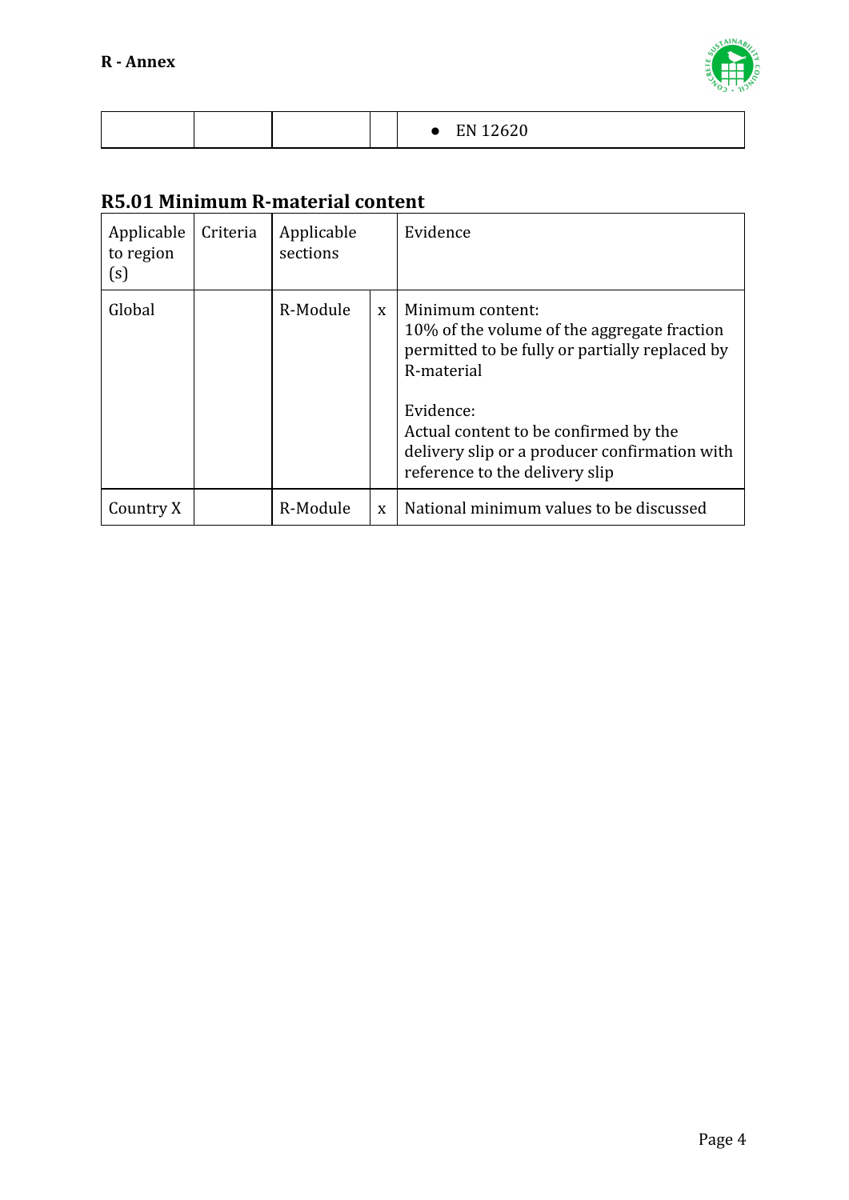| | | | | |
|---|---|---|---|---|
| | | | | • EN 12620 |

### R5.01 Minimum R-material content

| Applicable to region (s) | Criteria | Applicable sections | | Evidence |
|---|---|---|---|---|
| Global | | R-Module | x | Minimum content:<br>10% of the volume of the aggregate fraction permitted to be fully or partially replaced by R-material<br><br>Evidence:<br>Actual content to be confirmed by the delivery slip or a producer confirmation with reference to the delivery slip |
| Country X | | R-Module | x | National minimum values to be discussed |